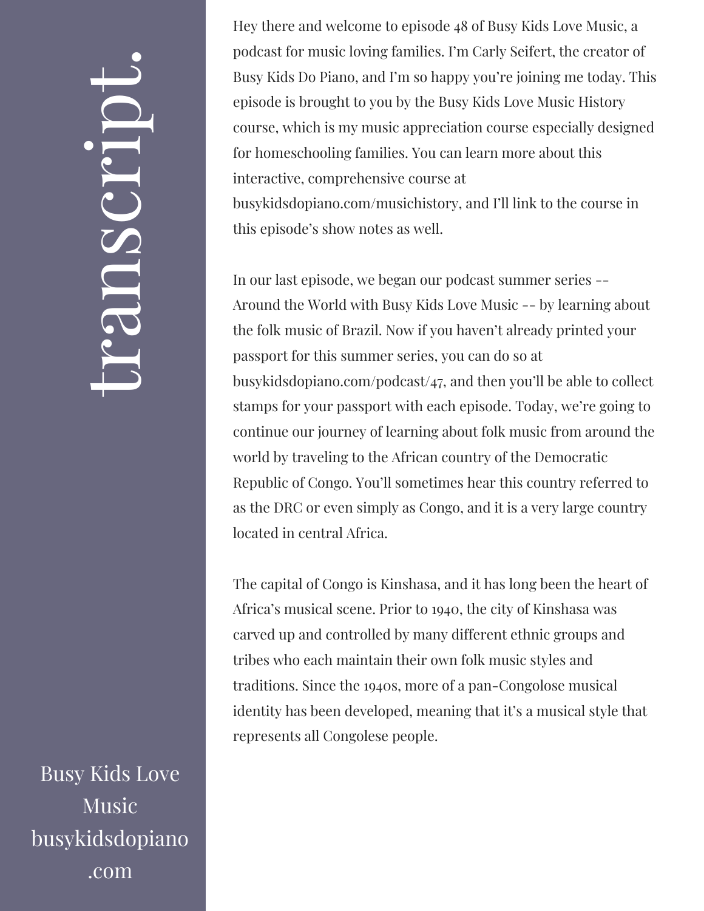# transcript.

Busy Kids Love Music
busykidsdopiano.com

Hey there and welcome to episode 48 of Busy Kids Love Music, a podcast for music loving families. I'm Carly Seifert, the creator of Busy Kids Do Piano, and I'm so happy you're joining me today. This episode is brought to you by the Busy Kids Love Music History course, which is my music appreciation course especially designed for homeschooling families. You can learn more about this interactive, comprehensive course at busykidsdopiano.com/musichistory, and I'll link to the course in this episode's show notes as well.

In our last episode, we began our podcast summer series -- Around the World with Busy Kids Love Music -- by learning about the folk music of Brazil. Now if you haven't already printed your passport for this summer series, you can do so at busykidsdopiano.com/podcast/47, and then you'll be able to collect stamps for your passport with each episode. Today, we're going to continue our journey of learning about folk music from around the world by traveling to the African country of the Democratic Republic of Congo. You'll sometimes hear this country referred to as the DRC or even simply as Congo, and it is a very large country located in central Africa.

The capital of Congo is Kinshasa, and it has long been the heart of Africa's musical scene. Prior to 1940, the city of Kinshasa was carved up and controlled by many different ethnic groups and tribes who each maintain their own folk music styles and traditions. Since the 1940s, more of a pan-Congolose musical identity has been developed, meaning that it's a musical style that represents all Congolese people.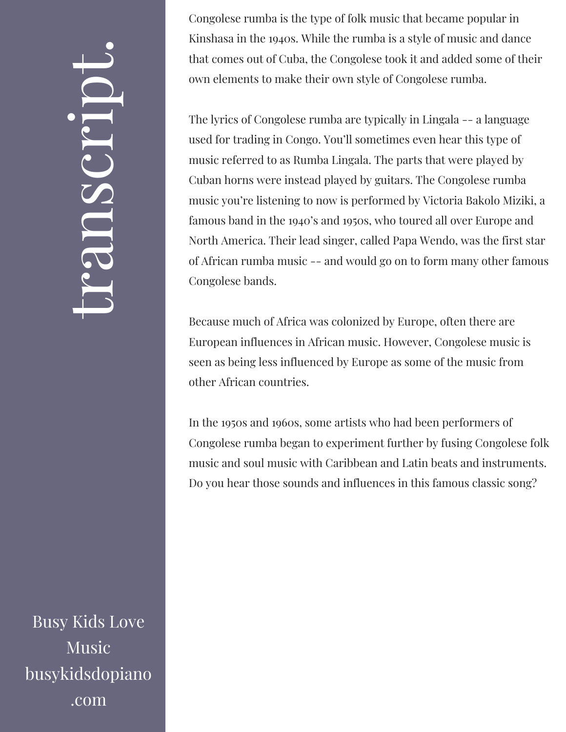# transcript.

Congolese rumba is the type of folk music that became popular in Kinshasa in the 1940s. While the rumba is a style of music and dance that comes out of Cuba, the Congolese took it and added some of their own elements to make their own style of Congolese rumba.

The lyrics of Congolese rumba are typically in Lingala -- a language used for trading in Congo. You'll sometimes even hear this type of music referred to as Rumba Lingala. The parts that were played by Cuban horns were instead played by guitars. The Congolese rumba music you're listening to now is performed by Victoria Bakolo Miziki, a famous band in the 1940's and 1950s, who toured all over Europe and North America. Their lead singer, called Papa Wendo, was the first star of African rumba music -- and would go on to form many other famous Congolese bands.

Because much of Africa was colonized by Europe, often there are European influences in African music. However, Congolese music is seen as being less influenced by Europe as some of the music from other African countries.

In the 1950s and 1960s, some artists who had been performers of Congolese rumba began to experiment further by fusing Congolese folk music and soul music with Caribbean and Latin beats and instruments. Do you hear those sounds and influences in this famous classic song?

Busy Kids Love Music
busykidsdopiano.com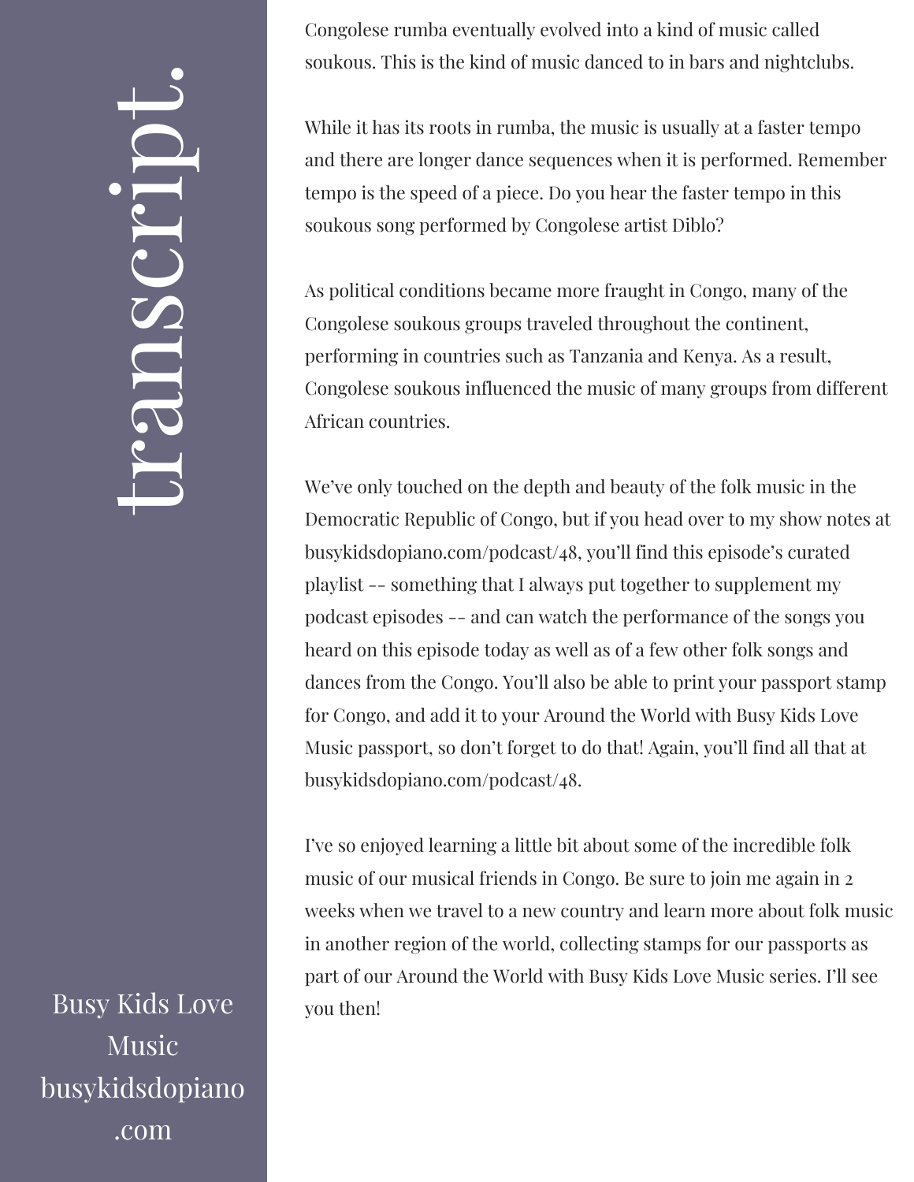Congolese rumba eventually evolved into a kind of music called soukous. This is the kind of music danced to in bars and nightclubs.

While it has its roots in rumba, the music is usually at a faster tempo and there are longer dance sequences when it is performed. Remember tempo is the speed of a piece. Do you hear the faster tempo in this soukous song performed by Congolese artist Diblo?

As political conditions became more fraught in Congo, many of the Congolese soukous groups traveled throughout the continent, performing in countries such as Tanzania and Kenya. As a result, Congolese soukous influenced the music of many groups from different African countries.

We've only touched on the depth and beauty of the folk music in the Democratic Republic of Congo, but if you head over to my show notes at busykidsdopiano.com/podcast/48, you'll find this episode's curated playlist -- something that I always put together to supplement my podcast episodes -- and can watch the performance of the songs you heard on this episode today as well as of a few other folk songs and dances from the Congo. You'll also be able to print your passport stamp for Congo, and add it to your Around the World with Busy Kids Love Music passport, so don't forget to do that! Again, you'll find all that at busykidsdopiano.com/podcast/48.

I've so enjoyed learning a little bit about some of the incredible folk music of our musical friends in Congo. Be sure to join me again in 2 weeks when we travel to a new country and learn more about folk music in another region of the world, collecting stamps for our passports as part of our Around the World with Busy Kids Love Music series. I'll see you then!